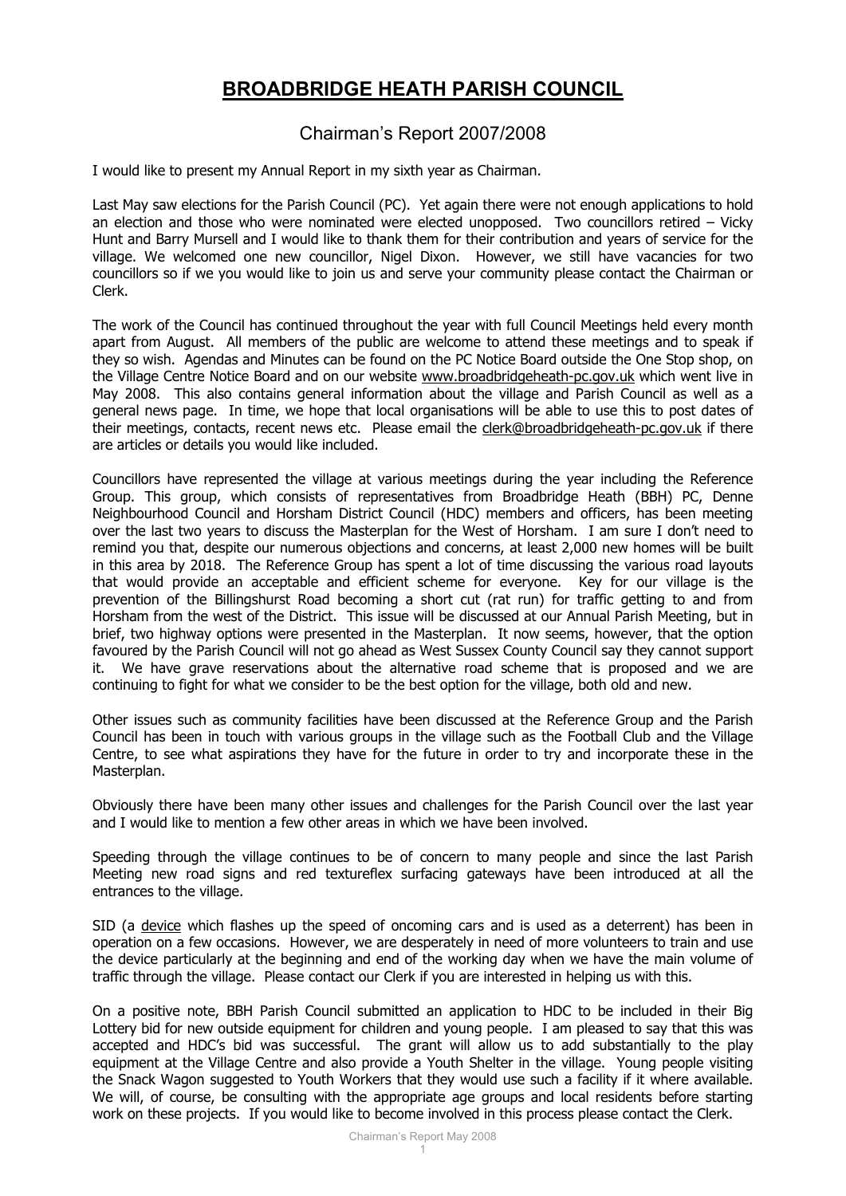# BROADBRIDGE HEATH PARISH COUNCIL

## Chairman's Report 2007/2008

I would like to present my Annual Report in my sixth year as Chairman.

Last May saw elections for the Parish Council (PC). Yet again there were not enough applications to hold an election and those who were nominated were elected unopposed. Two councillors retired – Vicky Hunt and Barry Mursell and I would like to thank them for their contribution and years of service for the village. We welcomed one new councillor, Nigel Dixon. However, we still have vacancies for two councillors so if we you would like to join us and serve your community please contact the Chairman or Clerk.

The work of the Council has continued throughout the year with full Council Meetings held every month apart from August. All members of the public are welcome to attend these meetings and to speak if they so wish. Agendas and Minutes can be found on the PC Notice Board outside the One Stop shop, on the Village Centre Notice Board and on our website www.broadbridgeheath-pc.gov.uk which went live in May 2008. This also contains general information about the village and Parish Council as well as a general news page. In time, we hope that local organisations will be able to use this to post dates of their meetings, contacts, recent news etc. Please email the clerk@broadbridgeheath-pc.gov.uk if there are articles or details you would like included.

Councillors have represented the village at various meetings during the year including the Reference Group. This group, which consists of representatives from Broadbridge Heath (BBH) PC, Denne Neighbourhood Council and Horsham District Council (HDC) members and officers, has been meeting over the last two years to discuss the Masterplan for the West of Horsham. I am sure I don't need to remind you that, despite our numerous objections and concerns, at least 2,000 new homes will be built in this area by 2018. The Reference Group has spent a lot of time discussing the various road layouts that would provide an acceptable and efficient scheme for everyone. Key for our village is the prevention of the Billingshurst Road becoming a short cut (rat run) for traffic getting to and from Horsham from the west of the District. This issue will be discussed at our Annual Parish Meeting, but in brief, two highway options were presented in the Masterplan. It now seems, however, that the option favoured by the Parish Council will not go ahead as West Sussex County Council say they cannot support it. We have grave reservations about the alternative road scheme that is proposed and we are continuing to fight for what we consider to be the best option for the village, both old and new.

Other issues such as community facilities have been discussed at the Reference Group and the Parish Council has been in touch with various groups in the village such as the Football Club and the Village Centre, to see what aspirations they have for the future in order to try and incorporate these in the Masterplan.

Obviously there have been many other issues and challenges for the Parish Council over the last year and I would like to mention a few other areas in which we have been involved.

Speeding through the village continues to be of concern to many people and since the last Parish Meeting new road signs and red textureflex surfacing gateways have been introduced at all the entrances to the village.

SID (a device which flashes up the speed of oncoming cars and is used as a deterrent) has been in operation on a few occasions. However, we are desperately in need of more volunteers to train and use the device particularly at the beginning and end of the working day when we have the main volume of traffic through the village. Please contact our Clerk if you are interested in helping us with this.

On a positive note, BBH Parish Council submitted an application to HDC to be included in their Big Lottery bid for new outside equipment for children and young people. I am pleased to say that this was accepted and HDC's bid was successful. The grant will allow us to add substantially to the play equipment at the Village Centre and also provide a Youth Shelter in the village. Young people visiting the Snack Wagon suggested to Youth Workers that they would use such a facility if it where available. We will, of course, be consulting with the appropriate age groups and local residents before starting work on these projects. If you would like to become involved in this process please contact the Clerk.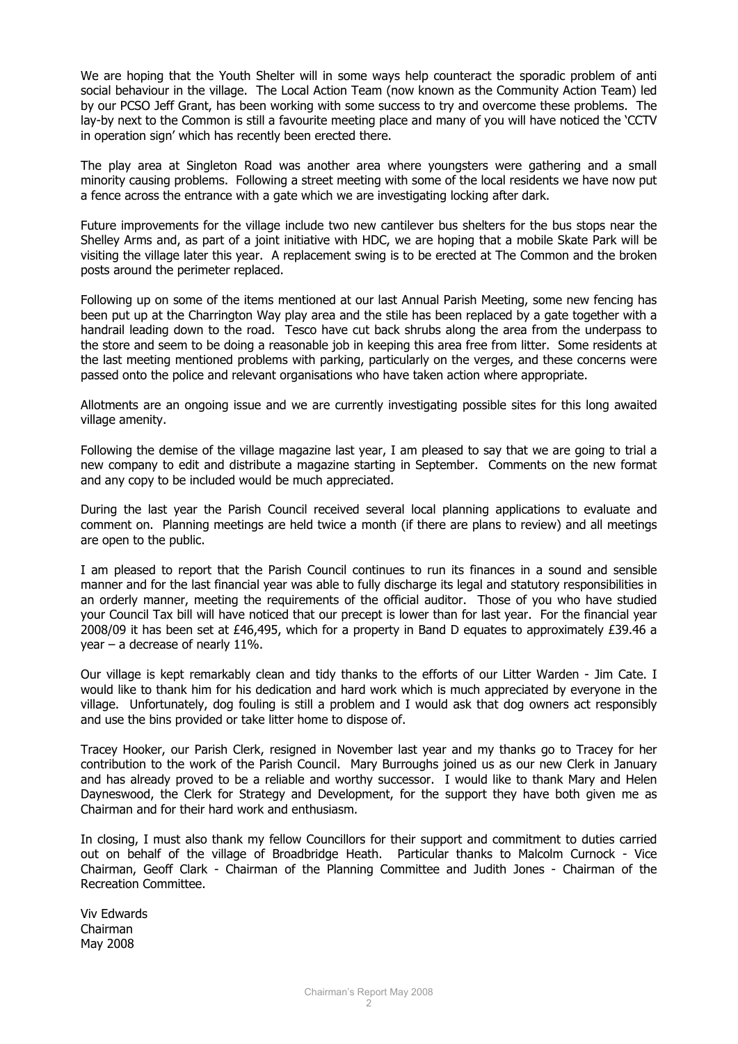We are hoping that the Youth Shelter will in some ways help counteract the sporadic problem of anti social behaviour in the village. The Local Action Team (now known as the Community Action Team) led by our PCSO Jeff Grant, has been working with some success to try and overcome these problems. The lay-by next to the Common is still a favourite meeting place and many of you will have noticed the 'CCTV in operation sign' which has recently been erected there.

The play area at Singleton Road was another area where youngsters were gathering and a small minority causing problems. Following a street meeting with some of the local residents we have now put a fence across the entrance with a gate which we are investigating locking after dark.

Future improvements for the village include two new cantilever bus shelters for the bus stops near the Shelley Arms and, as part of a joint initiative with HDC, we are hoping that a mobile Skate Park will be visiting the village later this year. A replacement swing is to be erected at The Common and the broken posts around the perimeter replaced.

Following up on some of the items mentioned at our last Annual Parish Meeting, some new fencing has been put up at the Charrington Way play area and the stile has been replaced by a gate together with a handrail leading down to the road. Tesco have cut back shrubs along the area from the underpass to the store and seem to be doing a reasonable job in keeping this area free from litter. Some residents at the last meeting mentioned problems with parking, particularly on the verges, and these concerns were passed onto the police and relevant organisations who have taken action where appropriate.

Allotments are an ongoing issue and we are currently investigating possible sites for this long awaited village amenity.

Following the demise of the village magazine last year, I am pleased to say that we are going to trial a new company to edit and distribute a magazine starting in September. Comments on the new format and any copy to be included would be much appreciated.

During the last year the Parish Council received several local planning applications to evaluate and comment on. Planning meetings are held twice a month (if there are plans to review) and all meetings are open to the public.

I am pleased to report that the Parish Council continues to run its finances in a sound and sensible manner and for the last financial year was able to fully discharge its legal and statutory responsibilities in an orderly manner, meeting the requirements of the official auditor. Those of you who have studied your Council Tax bill will have noticed that our precept is lower than for last year. For the financial year 2008/09 it has been set at £46,495, which for a property in Band D equates to approximately £39.46 a year – a decrease of nearly 11%.

Our village is kept remarkably clean and tidy thanks to the efforts of our Litter Warden - Jim Cate. I would like to thank him for his dedication and hard work which is much appreciated by everyone in the village. Unfortunately, dog fouling is still a problem and I would ask that dog owners act responsibly and use the bins provided or take litter home to dispose of.

Tracey Hooker, our Parish Clerk, resigned in November last year and my thanks go to Tracey for her contribution to the work of the Parish Council. Mary Burroughs joined us as our new Clerk in January and has already proved to be a reliable and worthy successor. I would like to thank Mary and Helen Dayneswood, the Clerk for Strategy and Development, for the support they have both given me as Chairman and for their hard work and enthusiasm.

In closing, I must also thank my fellow Councillors for their support and commitment to duties carried out on behalf of the village of Broadbridge Heath. Particular thanks to Malcolm Curnock - Vice Chairman, Geoff Clark - Chairman of the Planning Committee and Judith Jones - Chairman of the Recreation Committee.

Viv Edwards
Chairman
May 2008